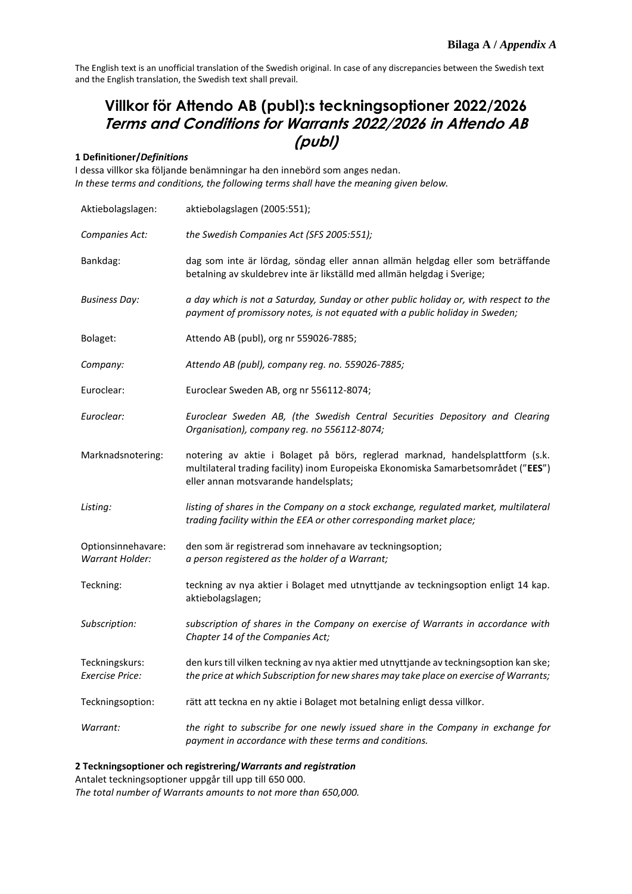**Bilaga A /** ***Appendix A***

The English text is an unofficial translation of the Swedish original. In case of any discrepancies between the Swedish text and the English translation, the Swedish text shall prevail.

# Villkor för Attendo AB (publ):s teckningsoptioner 2022/2026
# *Terms and Conditions for Warrants 2022/2026 in Attendo AB (publ)*

**1 Definitioner/*Definitions***

I dessa villkor ska följande benämningar ha den innebörd som anges nedan.
*In these terms and conditions, the following terms shall have the meaning given below.*

| | |
|---|---|
| Aktiebolagslagen: | aktiebolagslagen (2005:551); |
| *Companies Act:* | *the Swedish Companies Act (SFS 2005:551);* |
| Bankdag: | dag som inte är lördag, söndag eller annan allmän helgdag eller som beträffande betalning av skuldebrev inte är likställd med allmän helgdag i Sverige; |
| *Business Day:* | *a day which is not a Saturday, Sunday or other public holiday or, with respect to the payment of promissory notes, is not equated with a public holiday in Sweden;* |
| Bolaget: | Attendo AB (publ), org nr 559026-7885; |
| *Company:* | *Attendo AB (publ), company reg. no. 559026-7885;* |
| Euroclear: | Euroclear Sweden AB, org nr 556112-8074; |
| *Euroclear:* | *Euroclear Sweden AB, (the Swedish Central Securities Depository and Clearing Organisation), company reg. no 556112-8074;* |
| Marknadsnotering: | notering av aktie i Bolaget på börs, reglerad marknad, handelsplattform (s.k. multilateral trading facility) inom Europeiska Ekonomiska Samarbetsområdet (”**EES**”) eller annan motsvarande handelsplats; |
| *Listing:* | *listing of shares in the Company on a stock exchange, regulated market, multilateral trading facility within the EEA or other corresponding market place;* |
| Optionsinnehavare: | den som är registrerad som innehavare av teckningsoption; |
| *Warrant Holder:* | *a person registered as the holder of a Warrant;* |
| Teckning: | teckning av nya aktier i Bolaget med utnyttjande av teckningsoption enligt 14 kap. aktiebolagslagen; |
| *Subscription:* | *subscription of shares in the Company on exercise of Warrants in accordance with Chapter 14 of the Companies Act;* |
| Teckningskurs: | den kurs till vilken teckning av nya aktier med utnyttjande av teckningsoption kan ske; |
| *Exercise Price:* | *the price at which Subscription for new shares may take place on exercise of Warrants;* |
| Teckningsoption: | rätt att teckna en ny aktie i Bolaget mot betalning enligt dessa villkor. |
| *Warrant:* | *the right to subscribe for one newly issued share in the Company in exchange for payment in accordance with these terms and conditions.* |

**2 Teckningsoptioner och registrering/*Warrants and registration***

Antalet teckningsoptioner uppgår till upp till 650 000.
*The total number of Warrants amounts to not more than 650,000.*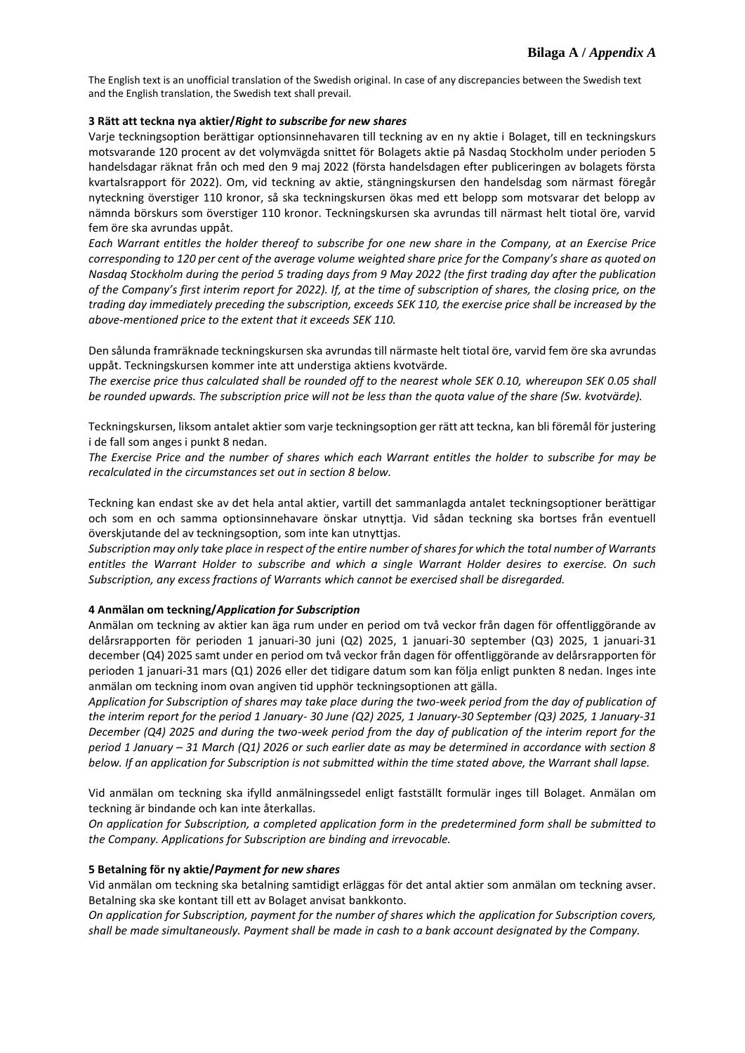**Bilaga A / *Appendix A***

The English text is an unofficial translation of the Swedish original. In case of any discrepancies between the Swedish text and the English translation, the Swedish text shall prevail.

**3 Rätt att teckna nya aktier/*Right to subscribe for new shares***

Varje teckningsoption berättigar optionsinnehavaren till teckning av en ny aktie i Bolaget, till en teckningskurs motsvarande 120 procent av det volymvägda snittet för Bolagets aktie på Nasdaq Stockholm under perioden 5 handelsdagar räknat från och med den 9 maj 2022 (första handelsdagen efter publiceringen av bolagets första kvartalsrapport för 2022). Om, vid teckning av aktie, stängningskursen den handelsdag som närmast föregår nyteckning överstiger 110 kronor, så ska teckningskursen ökas med ett belopp som motsvarar det belopp av nämnda börskurs som överstiger 110 kronor. Teckningskursen ska avrundas till närmast helt tiotal öre, varvid fem öre ska avrundas uppåt.

*Each Warrant entitles the holder thereof to subscribe for one new share in the Company, at an Exercise Price corresponding to 120 per cent of the average volume weighted share price for the Company's share as quoted on Nasdaq Stockholm during the period 5 trading days from 9 May 2022 (the first trading day after the publication of the Company's first interim report for 2022). If, at the time of subscription of shares, the closing price, on the trading day immediately preceding the subscription, exceeds SEK 110, the exercise price shall be increased by the above-mentioned price to the extent that it exceeds SEK 110.*

Den sålunda framräknade teckningskursen ska avrundas till närmaste helt tiotal öre, varvid fem öre ska avrundas uppåt. Teckningskursen kommer inte att understiga aktiens kvotvärde.

*The exercise price thus calculated shall be rounded off to the nearest whole SEK 0.10, whereupon SEK 0.05 shall be rounded upwards. The subscription price will not be less than the quota value of the share (Sw. kvotvärde).*

Teckningskursen, liksom antalet aktier som varje teckningsoption ger rätt att teckna, kan bli föremål för justering i de fall som anges i punkt 8 nedan.

*The Exercise Price and the number of shares which each Warrant entitles the holder to subscribe for may be recalculated in the circumstances set out in section 8 below.*

Teckning kan endast ske av det hela antal aktier, vartill det sammanlagda antalet teckningsoptioner berättigar och som en och samma optionsinnehavare önskar utnyttja. Vid sådan teckning ska bortses från eventuell överskjutande del av teckningsoption, som inte kan utnyttjas.

*Subscription may only take place in respect of the entire number of shares for which the total number of Warrants entitles the Warrant Holder to subscribe and which a single Warrant Holder desires to exercise. On such Subscription, any excess fractions of Warrants which cannot be exercised shall be disregarded.*

**4 Anmälan om teckning/*Application for Subscription***

Anmälan om teckning av aktier kan äga rum under en period om två veckor från dagen för offentliggörande av delårsrapporten för perioden 1 januari-30 juni (Q2) 2025, 1 januari-30 september (Q3) 2025, 1 januari-31 december (Q4) 2025 samt under en period om två veckor från dagen för offentliggörande av delårsrapporten för perioden 1 januari-31 mars (Q1) 2026 eller det tidigare datum som kan följa enligt punkten 8 nedan. Inges inte anmälan om teckning inom ovan angiven tid upphör teckningsoptionen att gälla.

*Application for Subscription of shares may take place during the two-week period from the day of publication of the interim report for the period 1 January- 30 June (Q2) 2025, 1 January-30 September (Q3) 2025, 1 January-31 December (Q4) 2025 and during the two-week period from the day of publication of the interim report for the period 1 January – 31 March (Q1) 2026 or such earlier date as may be determined in accordance with section 8 below. If an application for Subscription is not submitted within the time stated above, the Warrant shall lapse.*

Vid anmälan om teckning ska ifylld anmälningssedel enligt fastställt formulär inges till Bolaget. Anmälan om teckning är bindande och kan inte återkallas.

*On application for Subscription, a completed application form in the predetermined form shall be submitted to the Company. Applications for Subscription are binding and irrevocable.*

**5 Betalning för ny aktie/*Payment for new shares***

Vid anmälan om teckning ska betalning samtidigt erläggas för det antal aktier som anmälan om teckning avser. Betalning ska ske kontant till ett av Bolaget anvisat bankkonto.

*On application for Subscription, payment for the number of shares which the application for Subscription covers, shall be made simultaneously. Payment shall be made in cash to a bank account designated by the Company.*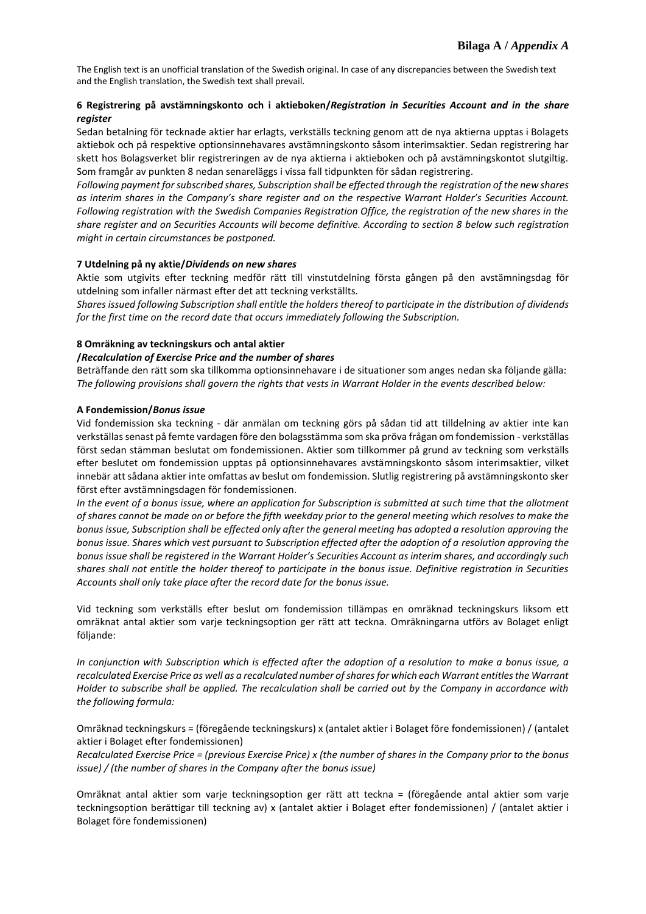**Bilaga A / *Appendix A***

The English text is an unofficial translation of the Swedish original. In case of any discrepancies between the Swedish text and the English translation, the Swedish text shall prevail.

### 6 Registrering på avstämningskonto och i aktieboken/*Registration in Securities Account and in the share register*

Sedan betalning för tecknade aktier har erlagts, verkställs teckning genom att de nya aktierna upptas i Bolagets aktiebok och på respektive optionsinnehavares avstämningskonto såsom interimsaktier. Sedan registrering har skett hos Bolagsverket blir registreringen av de nya aktierna i aktieboken och på avstämningskontot slutgiltig. Som framgår av punkten 8 nedan senareläggs i vissa fall tidpunkten för sådan registrering.

*Following payment for subscribed shares, Subscription shall be effected through the registration of the new shares as interim shares in the Company's share register and on the respective Warrant Holder's Securities Account. Following registration with the Swedish Companies Registration Office, the registration of the new shares in the share register and on Securities Accounts will become definitive. According to section 8 below such registration might in certain circumstances be postponed.*

### 7 Utdelning på ny aktie/*Dividends on new shares*

Aktie som utgivits efter teckning medför rätt till vinstutdelning första gången på den avstämningsdag för utdelning som infaller närmast efter det att teckning verkställts.

*Shares issued following Subscription shall entitle the holders thereof to participate in the distribution of dividends for the first time on the record date that occurs immediately following the Subscription.*

### 8 Omräkning av teckningskurs och antal aktier /*Recalculation of Exercise Price and the number of shares*

Beträffande den rätt som ska tillkomma optionsinnehavare i de situationer som anges nedan ska följande gälla:
*The following provisions shall govern the rights that vests in Warrant Holder in the events described below:*

**A Fondemission/*Bonus issue***

Vid fondemission ska teckning - där anmälan om teckning görs på sådan tid att tilldelning av aktier inte kan verkställas senast på femte vardagen före den bolagsstämma som ska pröva frågan om fondemission - verkställas först sedan stämman beslutat om fondemissionen. Aktier som tillkommer på grund av teckning som verkställs efter beslutet om fondemission upptas på optionsinnehavares avstämningskonto såsom interimsaktier, vilket innebär att sådana aktier inte omfattas av beslut om fondemission. Slutlig registrering på avstämningskonto sker först efter avstämningsdagen för fondemissionen.

*In the event of a bonus issue, where an application for Subscription is submitted at such time that the allotment of shares cannot be made on or before the fifth weekday prior to the general meeting which resolves to make the bonus issue, Subscription shall be effected only after the general meeting has adopted a resolution approving the bonus issue. Shares which vest pursuant to Subscription effected after the adoption of a resolution approving the bonus issue shall be registered in the Warrant Holder's Securities Account as interim shares, and accordingly such shares shall not entitle the holder thereof to participate in the bonus issue. Definitive registration in Securities Accounts shall only take place after the record date for the bonus issue.*

Vid teckning som verkställs efter beslut om fondemission tillämpas en omräknad teckningskurs liksom ett omräknat antal aktier som varje teckningsoption ger rätt att teckna. Omräkningarna utförs av Bolaget enligt följande:

*In conjunction with Subscription which is effected after the adoption of a resolution to make a bonus issue, a recalculated Exercise Price as well as a recalculated number of shares for which each Warrant entitles the Warrant Holder to subscribe shall be applied. The recalculation shall be carried out by the Company in accordance with the following formula:*

Omräknad teckningskurs = (föregående teckningskurs) x (antalet aktier i Bolaget före fondemissionen) / (antalet aktier i Bolaget efter fondemissionen)
*Recalculated Exercise Price = (previous Exercise Price) x (the number of shares in the Company prior to the bonus issue) / (the number of shares in the Company after the bonus issue)*

Omräknat antal aktier som varje teckningsoption ger rätt att teckna = (föregående antal aktier som varje teckningsoption berättigar till teckning av) x (antalet aktier i Bolaget efter fondemissionen) / (antalet aktier i Bolaget före fondemissionen)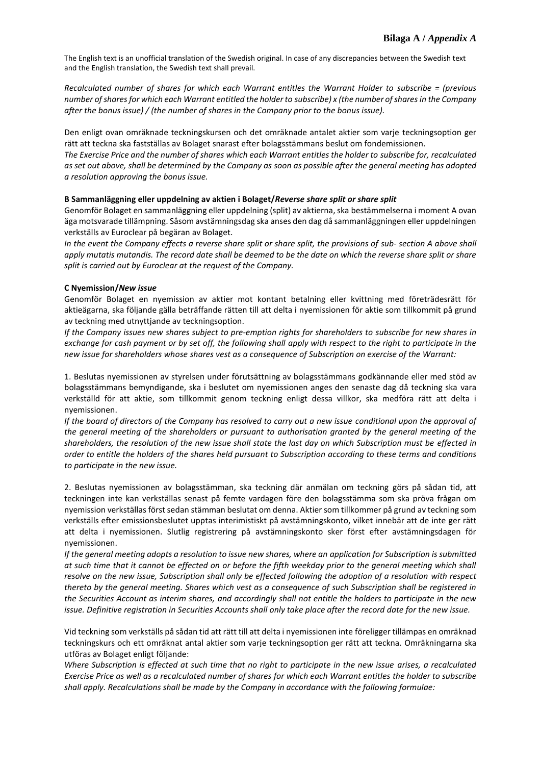**Bilaga A / *Appendix A***

The English text is an unofficial translation of the Swedish original. In case of any discrepancies between the Swedish text and the English translation, the Swedish text shall prevail.

*Recalculated number of shares for which each Warrant entitles the Warrant Holder to subscribe = (previous number of shares for which each Warrant entitled the holder to subscribe) x (the number of shares in the Company after the bonus issue) / (the number of shares in the Company prior to the bonus issue).*

Den enligt ovan omräknade teckningskursen och det omräknade antalet aktier som varje teckningsoption ger rätt att teckna ska fastställas av Bolaget snarast efter bolagsstämmans beslut om fondemissionen.
*The Exercise Price and the number of shares which each Warrant entitles the holder to subscribe for, recalculated as set out above, shall be determined by the Company as soon as possible after the general meeting has adopted a resolution approving the bonus issue.*

**B Sammanläggning eller uppdelning av aktien i Bolaget/*Reverse share split or share split***

Genomför Bolaget en sammanläggning eller uppdelning (split) av aktierna, ska bestämmelserna i moment A ovan äga motsvarade tillämpning. Såsom avstämningsdag ska anses den dag då sammanläggningen eller uppdelningen verkställs av Euroclear på begäran av Bolaget.
*In the event the Company effects a reverse share split or share split, the provisions of sub- section A above shall apply mutatis mutandis. The record date shall be deemed to be the date on which the reverse share split or share split is carried out by Euroclear at the request of the Company.*

**C Nyemission/*New issue***

Genomför Bolaget en nyemission av aktier mot kontant betalning eller kvittning med företrädesrätt för aktieägarna, ska följande gälla beträffande rätten till att delta i nyemissionen för aktie som tillkommit på grund av teckning med utnyttjande av teckningsoption.
*If the Company issues new shares subject to pre-emption rights for shareholders to subscribe for new shares in exchange for cash payment or by set off, the following shall apply with respect to the right to participate in the new issue for shareholders whose shares vest as a consequence of Subscription on exercise of the Warrant:*

1. Beslutas nyemissionen av styrelsen under förutsättning av bolagsstämmans godkännande eller med stöd av bolagsstämmans bemyndigande, ska i beslutet om nyemissionen anges den senaste dag då teckning ska vara verkställd för att aktie, som tillkommit genom teckning enligt dessa villkor, ska medföra rätt att delta i nyemissionen.
*If the board of directors of the Company has resolved to carry out a new issue conditional upon the approval of the general meeting of the shareholders or pursuant to authorisation granted by the general meeting of the shareholders, the resolution of the new issue shall state the last day on which Subscription must be effected in order to entitle the holders of the shares held pursuant to Subscription according to these terms and conditions to participate in the new issue.*

2. Beslutas nyemissionen av bolagsstämman, ska teckning där anmälan om teckning görs på sådan tid, att teckningen inte kan verkställas senast på femte vardagen före den bolagsstämma som ska pröva frågan om nyemission verkställas först sedan stämman beslutat om denna. Aktier som tillkommer på grund av teckning som verkställs efter emissionsbeslutet upptas interimistiskt på avstämningskonto, vilket innebär att de inte ger rätt att delta i nyemissionen. Slutlig registrering på avstämningskonto sker först efter avstämningsdagen för nyemissionen.
*If the general meeting adopts a resolution to issue new shares, where an application for Subscription is submitted at such time that it cannot be effected on or before the fifth weekday prior to the general meeting which shall resolve on the new issue, Subscription shall only be effected following the adoption of a resolution with respect thereto by the general meeting. Shares which vest as a consequence of such Subscription shall be registered in the Securities Account as interim shares, and accordingly shall not entitle the holders to participate in the new issue. Definitive registration in Securities Accounts shall only take place after the record date for the new issue.*

Vid teckning som verkställs på sådan tid att rätt till att delta i nyemissionen inte föreligger tillämpas en omräknad teckningskurs och ett omräknat antal aktier som varje teckningsoption ger rätt att teckna. Omräkningarna ska utföras av Bolaget enligt följande:
*Where Subscription is effected at such time that no right to participate in the new issue arises, a recalculated Exercise Price as well as a recalculated number of shares for which each Warrant entitles the holder to subscribe shall apply. Recalculations shall be made by the Company in accordance with the following formulae:*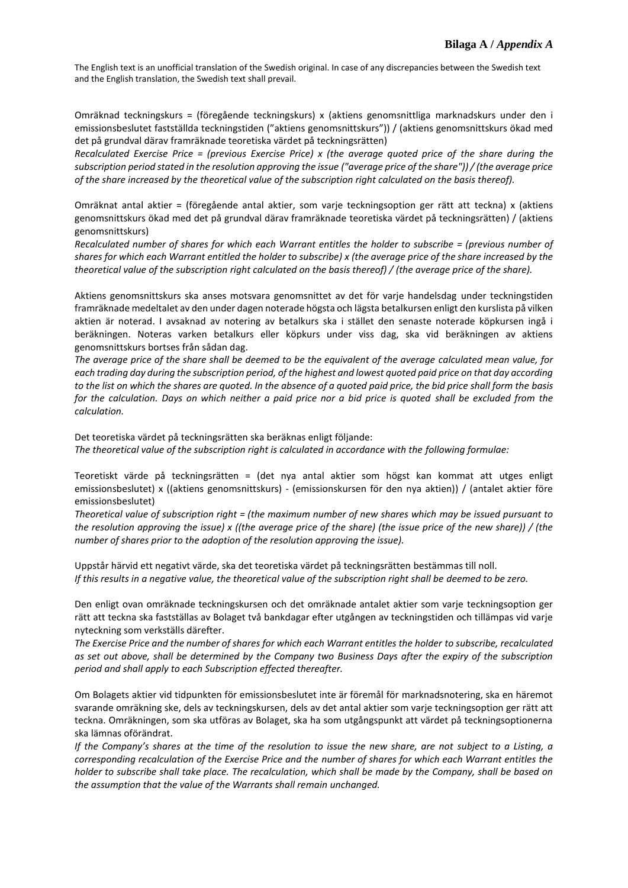**Bilaga A / *Appendix A***

The English text is an unofficial translation of the Swedish original. In case of any discrepancies between the Swedish text and the English translation, the Swedish text shall prevail.

Omräknad teckningskurs = (föregående teckningskurs) x (aktiens genomsnittliga marknadskurs under den i emissionsbeslutet fastställda teckningstiden (”aktiens genomsnittskurs”)) / (aktiens genomsnittskurs ökad med det på grundval därav framräknade teoretiska värdet på teckningsrätten)

*Recalculated Exercise Price = (previous Exercise Price) x (the average quoted price of the share during the subscription period stated in the resolution approving the issue ("average price of the share")) / (the average price of the share increased by the theoretical value of the subscription right calculated on the basis thereof).*

Omräknat antal aktier = (föregående antal aktier, som varje teckningsoption ger rätt att teckna) x (aktiens genomsnittskurs ökad med det på grundval därav framräknade teoretiska värdet på teckningsrätten) / (aktiens genomsnittskurs)

*Recalculated number of shares for which each Warrant entitles the holder to subscribe = (previous number of shares for which each Warrant entitled the holder to subscribe) x (the average price of the share increased by the theoretical value of the subscription right calculated on the basis thereof) / (the average price of the share).*

Aktiens genomsnittskurs ska anses motsvara genomsnittet av det för varje handelsdag under teckningstiden framräknade medeltalet av den under dagen noterade högsta och lägsta betalkursen enligt den kurslista på vilken aktien är noterad. I avsaknad av notering av betalkurs ska i stället den senaste noterade köpkursen ingå i beräkningen. Noteras varken betalkurs eller köpkurs under viss dag, ska vid beräkningen av aktiens genomsnittskurs bortses från sådan dag.

*The average price of the share shall be deemed to be the equivalent of the average calculated mean value, for each trading day during the subscription period, of the highest and lowest quoted paid price on that day according to the list on which the shares are quoted. In the absence of a quoted paid price, the bid price shall form the basis for the calculation. Days on which neither a paid price nor a bid price is quoted shall be excluded from the calculation.*

Det teoretiska värdet på teckningsrätten ska beräknas enligt följande:

*The theoretical value of the subscription right is calculated in accordance with the following formulae:*

Teoretiskt värde på teckningsrätten = (det nya antal aktier som högst kan kommat att utges enligt emissionsbeslutet) x ((aktiens genomsnittskurs) - (emissionskursen för den nya aktien)) / (antalet aktier före emissionsbeslutet)

*Theoretical value of subscription right = (the maximum number of new shares which may be issued pursuant to the resolution approving the issue) x ((the average price of the share) (the issue price of the new share)) / (the number of shares prior to the adoption of the resolution approving the issue).*

Uppstår härvid ett negativt värde, ska det teoretiska värdet på teckningsrätten bestämmas till noll.

*If this results in a negative value, the theoretical value of the subscription right shall be deemed to be zero.*

Den enligt ovan omräknade teckningskursen och det omräknade antalet aktier som varje teckningsoption ger rätt att teckna ska fastställas av Bolaget två bankdagar efter utgången av teckningstiden och tillämpas vid varje nyteckning som verkställs därefter.

*The Exercise Price and the number of shares for which each Warrant entitles the holder to subscribe, recalculated as set out above, shall be determined by the Company two Business Days after the expiry of the subscription period and shall apply to each Subscription effected thereafter.*

Om Bolagets aktier vid tidpunkten för emissionsbeslutet inte är föremål för marknadsnotering, ska en häremot svarande omräkning ske, dels av teckningskursen, dels av det antal aktier som varje teckningsoption ger rätt att teckna. Omräkningen, som ska utföras av Bolaget, ska ha som utgångspunkt att värdet på teckningsoptionerna ska lämnas oförändrat.

*If the Company’s shares at the time of the resolution to issue the new share, are not subject to a Listing, a corresponding recalculation of the Exercise Price and the number of shares for which each Warrant entitles the holder to subscribe shall take place. The recalculation, which shall be made by the Company, shall be based on the assumption that the value of the Warrants shall remain unchanged.*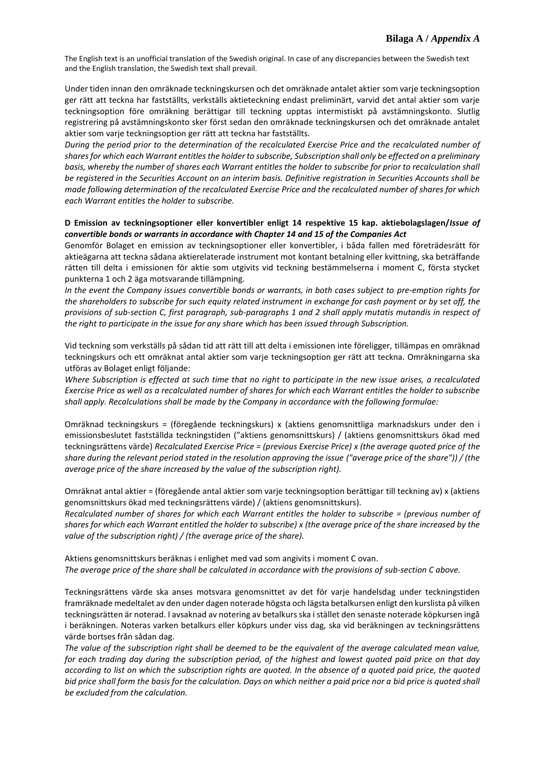**Bilaga A / *Appendix A***

The English text is an unofficial translation of the Swedish original. In case of any discrepancies between the Swedish text and the English translation, the Swedish text shall prevail.

Under tiden innan den omräknade teckningskursen och det omräknade antalet aktier som varje teckningsoption ger rätt att teckna har fastställts, verkställs aktieteckning endast preliminärt, varvid det antal aktier som varje teckningsoption före omräkning berättigar till teckning upptas intermistiskt på avstämningskonto. Slutlig registrering på avstämningskonto sker först sedan den omräknade teckningskursen och det omräknade antalet aktier som varje teckningsoption ger rätt att teckna har fastställts.
*During the period prior to the determination of the recalculated Exercise Price and the recalculated number of shares for which each Warrant entitles the holder to subscribe, Subscription shall only be effected on a preliminary basis, whereby the number of shares each Warrant entitles the holder to subscribe for prior to recalculation shall be registered in the Securities Account on an interim basis. Definitive registration in Securities Accounts shall be made following determination of the recalculated Exercise Price and the recalculated number of shares for which each Warrant entitles the holder to subscribe.*

**D Emission av teckningsoptioner eller konvertibler enligt 14 respektive 15 kap. aktiebolagslagen/*Issue of convertible bonds or warrants in accordance with Chapter 14 and 15 of the Companies Act***

Genomför Bolaget en emission av teckningsoptioner eller konvertibler, i båda fallen med företrädesrätt för aktieägarna att teckna sådana aktierelaterade instrument mot kontant betalning eller kvittning, ska beträffande rätten till delta i emissionen för aktie som utgivits vid teckning bestämmelserna i moment C, första stycket punkterna 1 och 2 äga motsvarande tillämpning.
*In the event the Company issues convertible bonds or warrants, in both cases subject to pre-emption rights for the shareholders to subscribe for such equity related instrument in exchange for cash payment or by set off, the provisions of sub-section C, first paragraph, sub-paragraphs 1 and 2 shall apply mutatis mutandis in respect of the right to participate in the issue for any share which has been issued through Subscription.*

Vid teckning som verkställs på sådan tid att rätt till att delta i emissionen inte föreligger, tillämpas en omräknad teckningskurs och ett omräknat antal aktier som varje teckningsoption ger rätt att teckna. Omräkningarna ska utföras av Bolaget enligt följande:
*Where Subscription is effected at such time that no right to participate in the new issue arises, a recalculated Exercise Price as well as a recalculated number of shares for which each Warrant entitles the holder to subscribe shall apply. Recalculations shall be made by the Company in accordance with the following formulae:*

Omräknad teckningskurs = (föregående teckningskurs) x (aktiens genomsnittliga marknadskurs under den i emissionsbeslutet fastställda teckningstiden ("aktiens genomsnittskurs) / (aktiens genomsnittskurs ökad med teckningsrättens värde) *Recalculated Exercise Price = (previous Exercise Price) x (the average quoted price of the share during the relevant period stated in the resolution approving the issue ("average price of the share")) / (the average price of the share increased by the value of the subscription right).*

Omräknat antal aktier = (föregående antal aktier som varje teckningsoption berättigar till teckning av) x (aktiens genomsnittskurs ökad med teckningsrättens värde) / (aktiens genomsnittskurs).
*Recalculated number of shares for which each Warrant entitles the holder to subscribe = (previous number of shares for which each Warrant entitled the holder to subscribe) x (the average price of the share increased by the value of the subscription right) / (the average price of the share).*

Aktiens genomsnittskurs beräknas i enlighet med vad som angivits i moment C ovan.
*The average price of the share shall be calculated in accordance with the provisions of sub-section C above.*

Teckningsrättens värde ska anses motsvara genomsnittet av det för varje handelsdag under teckningstiden framräknade medeltalet av den under dagen noterade högsta och lägsta betalkursen enligt den kurslista på vilken teckningsrätten är noterad. I avsaknad av notering av betalkurs ska i stället den senaste noterade köpkursen ingå i beräkningen. Noteras varken betalkurs eller köpkurs under viss dag, ska vid beräkningen av teckningsrättens värde bortses från sådan dag.
*The value of the subscription right shall be deemed to be the equivalent of the average calculated mean value, for each trading day during the subscription period, of the highest and lowest quoted paid price on that day according to list on which the subscription rights are quoted. In the absence of a quoted paid price, the quoted bid price shall form the basis for the calculation. Days on which neither a paid price nor a bid price is quoted shall be excluded from the calculation.*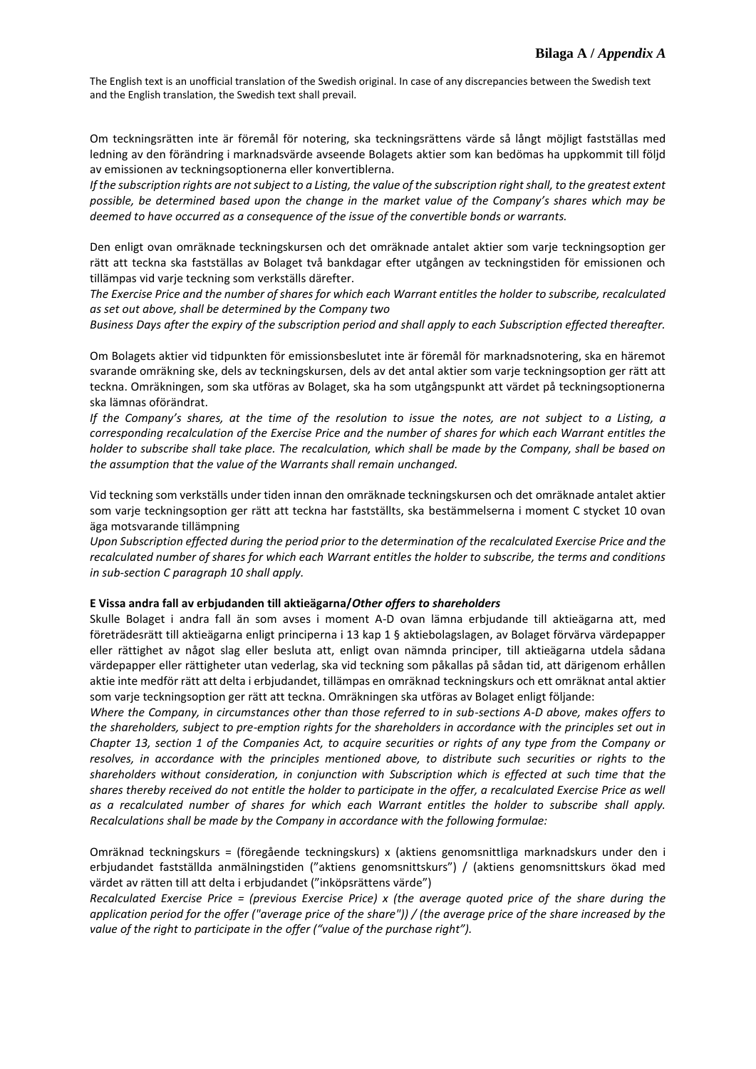**Bilaga A / *Appendix A***

The English text is an unofficial translation of the Swedish original. In case of any discrepancies between the Swedish text and the English translation, the Swedish text shall prevail.

Om teckningsrätten inte är föremål för notering, ska teckningsrättens värde så långt möjligt fastställas med ledning av den förändring i marknadsvärde avseende Bolagets aktier som kan bedömas ha uppkommit till följd av emissionen av teckningsoptionerna eller konvertiblerna.
*If the subscription rights are not subject to a Listing, the value of the subscription right shall, to the greatest extent possible, be determined based upon the change in the market value of the Company's shares which may be deemed to have occurred as a consequence of the issue of the convertible bonds or warrants.*

Den enligt ovan omräknade teckningskursen och det omräknade antalet aktier som varje teckningsoption ger rätt att teckna ska fastställas av Bolaget två bankdagar efter utgången av teckningstiden för emissionen och tillämpas vid varje teckning som verkställs därefter.
*The Exercise Price and the number of shares for which each Warrant entitles the holder to subscribe, recalculated as set out above, shall be determined by the Company two Business Days after the expiry of the subscription period and shall apply to each Subscription effected thereafter.*

Om Bolagets aktier vid tidpunkten för emissionsbeslutet inte är föremål för marknadsnotering, ska en häremot svarande omräkning ske, dels av teckningskursen, dels av det antal aktier som varje teckningsoption ger rätt att teckna. Omräkningen, som ska utföras av Bolaget, ska ha som utgångspunkt att värdet på teckningsoptionerna ska lämnas oförändrat.
*If the Company's shares, at the time of the resolution to issue the notes, are not subject to a Listing, a corresponding recalculation of the Exercise Price and the number of shares for which each Warrant entitles the holder to subscribe shall take place. The recalculation, which shall be made by the Company, shall be based on the assumption that the value of the Warrants shall remain unchanged.*

Vid teckning som verkställs under tiden innan den omräknade teckningskursen och det omräknade antalet aktier som varje teckningsoption ger rätt att teckna har fastställts, ska bestämmelserna i moment C stycket 10 ovan äga motsvarande tillämpning
*Upon Subscription effected during the period prior to the determination of the recalculated Exercise Price and the recalculated number of shares for which each Warrant entitles the holder to subscribe, the terms and conditions in sub-section C paragraph 10 shall apply.*

**E Vissa andra fall av erbjudanden till aktieägarna/*Other offers to shareholders***

Skulle Bolaget i andra fall än som avses i moment A-D ovan lämna erbjudande till aktieägarna att, med företrädesrätt till aktieägarna enligt principerna i 13 kap 1 § aktiebolagslagen, av Bolaget förvärva värdepapper eller rättighet av något slag eller besluta att, enligt ovan nämnda principer, till aktieägarna utdela sådana värdepapper eller rättigheter utan vederlag, ska vid teckning som påkallas på sådan tid, att därigenom erhållen aktie inte medför rätt att delta i erbjudandet, tillämpas en omräknad teckningskurs och ett omräknat antal aktier som varje teckningsoption ger rätt att teckna. Omräkningen ska utföras av Bolaget enligt följande:
*Where the Company, in circumstances other than those referred to in sub-sections A-D above, makes offers to the shareholders, subject to pre-emption rights for the shareholders in accordance with the principles set out in Chapter 13, section 1 of the Companies Act, to acquire securities or rights of any type from the Company or resolves, in accordance with the principles mentioned above, to distribute such securities or rights to the shareholders without consideration, in conjunction with Subscription which is effected at such time that the shares thereby received do not entitle the holder to participate in the offer, a recalculated Exercise Price as well as a recalculated number of shares for which each Warrant entitles the holder to subscribe shall apply. Recalculations shall be made by the Company in accordance with the following formulae:*

Omräknad teckningskurs = (föregående teckningskurs) x (aktiens genomsnittliga marknadskurs under den i erbjudandet fastställda anmälningstiden (”aktiens genomsnittskurs”) / (aktiens genomsnittskurs ökad med värdet av rätten att delta i erbjudandet (”inköpsrättens värde”)
*Recalculated Exercise Price = (previous Exercise Price) x (the average quoted price of the share during the application period for the offer ("average price of the share")) / (the average price of the share increased by the value of the right to participate in the offer (“value of the purchase right”).*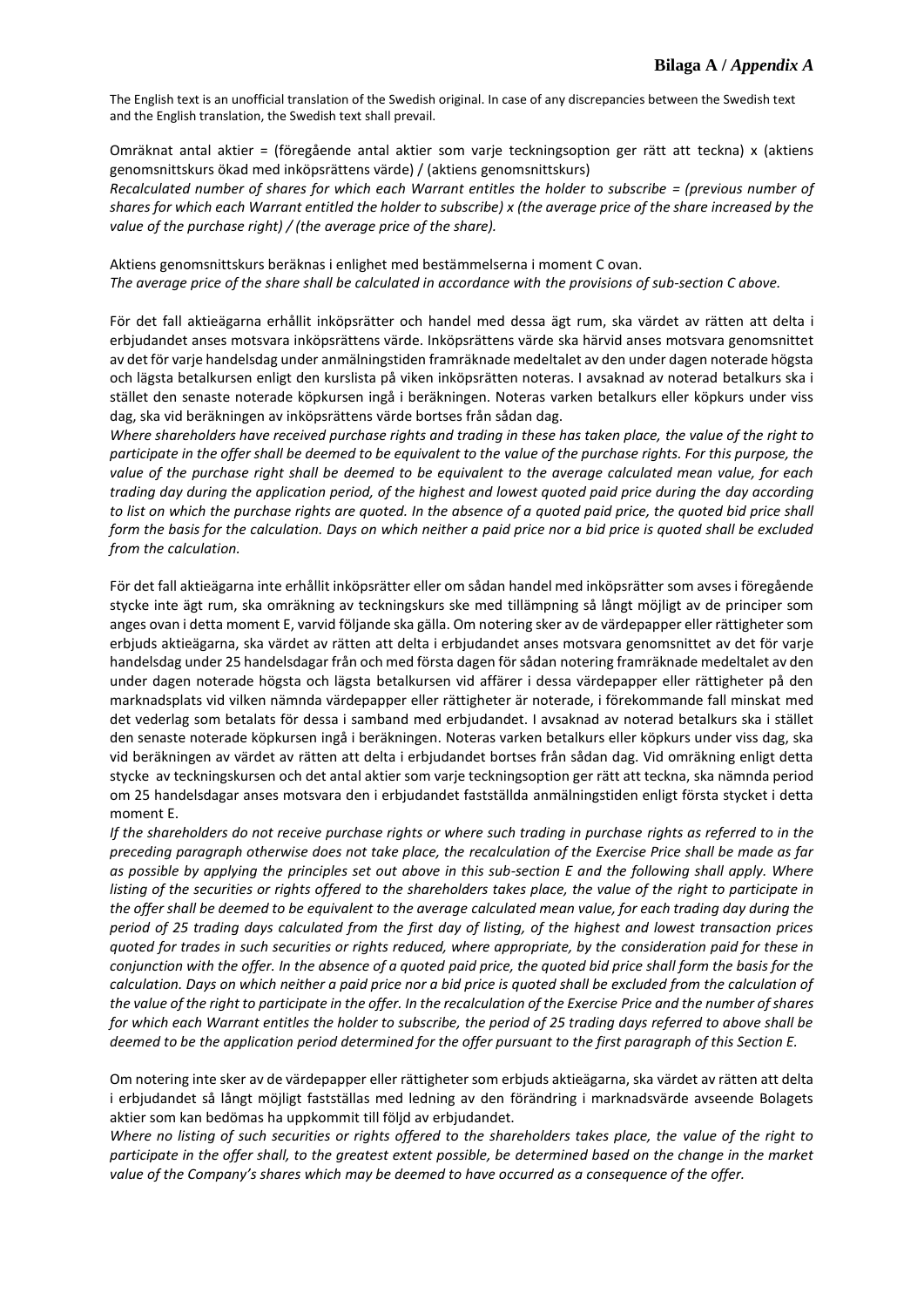**Bilaga A / *Appendix A***

The English text is an unofficial translation of the Swedish original. In case of any discrepancies between the Swedish text and the English translation, the Swedish text shall prevail.

Omräknat antal aktier = (föregående antal aktier som varje teckningsoption ger rätt att teckna) x (aktiens genomsnittskurs ökad med inköpsrättens värde) / (aktiens genomsnittskurs)

*Recalculated number of shares for which each Warrant entitles the holder to subscribe = (previous number of shares for which each Warrant entitled the holder to subscribe) x (the average price of the share increased by the value of the purchase right) / (the average price of the share).*

Aktiens genomsnittskurs beräknas i enlighet med bestämmelserna i moment C ovan.

*The average price of the share shall be calculated in accordance with the provisions of sub-section C above.*

För det fall aktieägarna erhållit inköpsrätter och handel med dessa ägt rum, ska värdet av rätten att delta i erbjudandet anses motsvara inköpsrättens värde. Inköpsrättens värde ska härvid anses motsvara genomsnittet av det för varje handelsdag under anmälningstiden framräknade medeltalet av den under dagen noterade högsta och lägsta betalkursen enligt den kurslista på viken inköpsrätten noteras. I avsaknad av noterad betalkurs ska i stället den senaste noterade köpkursen ingå i beräkningen. Noteras varken betalkurs eller köpkurs under viss dag, ska vid beräkningen av inköpsrättens värde bortses från sådan dag.

*Where shareholders have received purchase rights and trading in these has taken place, the value of the right to participate in the offer shall be deemed to be equivalent to the value of the purchase rights. For this purpose, the value of the purchase right shall be deemed to be equivalent to the average calculated mean value, for each trading day during the application period, of the highest and lowest quoted paid price during the day according to list on which the purchase rights are quoted. In the absence of a quoted paid price, the quoted bid price shall form the basis for the calculation. Days on which neither a paid price nor a bid price is quoted shall be excluded from the calculation.*

För det fall aktieägarna inte erhållit inköpsrätter eller om sådan handel med inköpsrätter som avses i föregående stycke inte ägt rum, ska omräkning av teckningskurs ske med tillämpning så långt möjligt av de principer som anges ovan i detta moment E, varvid följande ska gälla. Om notering sker av de värdepapper eller rättigheter som erbjuds aktieägarna, ska värdet av rätten att delta i erbjudandet anses motsvara genomsnittet av det för varje handelsdag under 25 handelsdagar från och med första dagen för sådan notering framräknade medeltalet av den under dagen noterade högsta och lägsta betalkursen vid affärer i dessa värdepapper eller rättigheter på den marknadsplats vid vilken nämnda värdepapper eller rättigheter är noterade, i förekommande fall minskat med det vederlag som betalats för dessa i samband med erbjudandet. I avsaknad av noterad betalkurs ska i stället den senaste noterade köpkursen ingå i beräkningen. Noteras varken betalkurs eller köpkurs under viss dag, ska vid beräkningen av värdet av rätten att delta i erbjudandet bortses från sådan dag. Vid omräkning enligt detta stycke av teckningskursen och det antal aktier som varje teckningsoption ger rätt att teckna, ska nämnda period om 25 handelsdagar anses motsvara den i erbjudandet fastställda anmälningstiden enligt första stycket i detta moment E.

*If the shareholders do not receive purchase rights or where such trading in purchase rights as referred to in the preceding paragraph otherwise does not take place, the recalculation of the Exercise Price shall be made as far as possible by applying the principles set out above in this sub-section E and the following shall apply. Where listing of the securities or rights offered to the shareholders takes place, the value of the right to participate in the offer shall be deemed to be equivalent to the average calculated mean value, for each trading day during the period of 25 trading days calculated from the first day of listing, of the highest and lowest transaction prices quoted for trades in such securities or rights reduced, where appropriate, by the consideration paid for these in conjunction with the offer. In the absence of a quoted paid price, the quoted bid price shall form the basis for the calculation. Days on which neither a paid price nor a bid price is quoted shall be excluded from the calculation of the value of the right to participate in the offer. In the recalculation of the Exercise Price and the number of shares for which each Warrant entitles the holder to subscribe, the period of 25 trading days referred to above shall be deemed to be the application period determined for the offer pursuant to the first paragraph of this Section E.*

Om notering inte sker av de värdepapper eller rättigheter som erbjuds aktieägarna, ska värdet av rätten att delta i erbjudandet så långt möjligt fastställas med ledning av den förändring i marknadsvärde avseende Bolagets aktier som kan bedömas ha uppkommit till följd av erbjudandet.

*Where no listing of such securities or rights offered to the shareholders takes place, the value of the right to participate in the offer shall, to the greatest extent possible, be determined based on the change in the market value of the Company's shares which may be deemed to have occurred as a consequence of the offer.*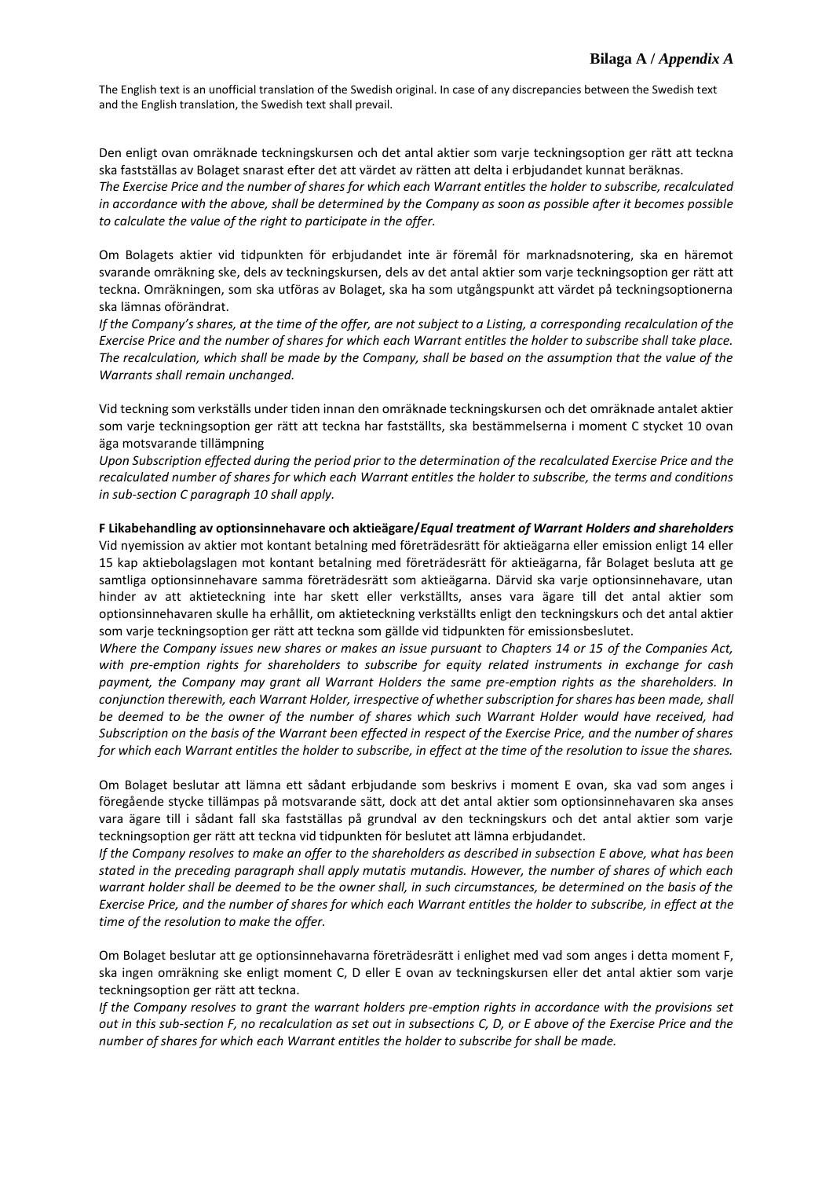The English text is an unofficial translation of the Swedish original. In case of any discrepancies between the Swedish text and the English translation, the Swedish text shall prevail.

Den enligt ovan omräknade teckningskursen och det antal aktier som varje teckningsoption ger rätt att teckna ska fastställas av Bolaget snarast efter det att värdet av rätten att delta i erbjudandet kunnat beräknas.
*The Exercise Price and the number of shares for which each Warrant entitles the holder to subscribe, recalculated in accordance with the above, shall be determined by the Company as soon as possible after it becomes possible to calculate the value of the right to participate in the offer.*

Om Bolagets aktier vid tidpunkten för erbjudandet inte är föremål för marknadsnotering, ska en häremot svarande omräkning ske, dels av teckningskursen, dels av det antal aktier som varje teckningsoption ger rätt att teckna. Omräkningen, som ska utföras av Bolaget, ska ha som utgångspunkt att värdet på teckningsoptionerna ska lämnas oförändrat.
*If the Company's shares, at the time of the offer, are not subject to a Listing, a corresponding recalculation of the Exercise Price and the number of shares for which each Warrant entitles the holder to subscribe shall take place. The recalculation, which shall be made by the Company, shall be based on the assumption that the value of the Warrants shall remain unchanged.*

Vid teckning som verkställs under tiden innan den omräknade teckningskursen och det omräknade antalet aktier som varje teckningsoption ger rätt att teckna har fastställts, ska bestämmelserna i moment C stycket 10 ovan äga motsvarande tillämpning
*Upon Subscription effected during the period prior to the determination of the recalculated Exercise Price and the recalculated number of shares for which each Warrant entitles the holder to subscribe, the terms and conditions in sub-section C paragraph 10 shall apply.*

**F Likabehandling av optionsinnehavare och aktieägare/*Equal treatment of Warrant Holders and shareholders***
Vid nyemission av aktier mot kontant betalning med företrädesrätt för aktieägarna eller emission enligt 14 eller 15 kap aktiebolagslagen mot kontant betalning med företrädesrätt för aktieägarna, får Bolaget besluta att ge samtliga optionsinnehavare samma företrädesrätt som aktieägarna. Därvid ska varje optionsinnehavare, utan hinder av att aktieteckning inte har skett eller verkställts, anses vara ägare till det antal aktier som optionsinnehavaren skulle ha erhållit, om aktieteckning verkställts enligt den teckningskurs och det antal aktier som varje teckningsoption ger rätt att teckna som gällde vid tidpunkten för emissionsbeslutet.
*Where the Company issues new shares or makes an issue pursuant to Chapters 14 or 15 of the Companies Act, with pre-emption rights for shareholders to subscribe for equity related instruments in exchange for cash payment, the Company may grant all Warrant Holders the same pre-emption rights as the shareholders. In conjunction therewith, each Warrant Holder, irrespective of whether subscription for shares has been made, shall be deemed to be the owner of the number of shares which such Warrant Holder would have received, had Subscription on the basis of the Warrant been effected in respect of the Exercise Price, and the number of shares for which each Warrant entitles the holder to subscribe, in effect at the time of the resolution to issue the shares.*

Om Bolaget beslutar att lämna ett sådant erbjudande som beskrivs i moment E ovan, ska vad som anges i föregående stycke tillämpas på motsvarande sätt, dock att det antal aktier som optionsinnehavaren ska anses vara ägare till i sådant fall ska fastställas på grundval av den teckningskurs och det antal aktier som varje teckningsoption ger rätt att teckna vid tidpunkten för beslutet att lämna erbjudandet.
*If the Company resolves to make an offer to the shareholders as described in subsection E above, what has been stated in the preceding paragraph shall apply mutatis mutandis. However, the number of shares of which each warrant holder shall be deemed to be the owner shall, in such circumstances, be determined on the basis of the Exercise Price, and the number of shares for which each Warrant entitles the holder to subscribe, in effect at the time of the resolution to make the offer.*

Om Bolaget beslutar att ge optionsinnehavarna företrädesrätt i enlighet med vad som anges i detta moment F, ska ingen omräkning ske enligt moment C, D eller E ovan av teckningskursen eller det antal aktier som varje teckningsoption ger rätt att teckna.
*If the Company resolves to grant the warrant holders pre-emption rights in accordance with the provisions set out in this sub-section F, no recalculation as set out in subsections C, D, or E above of the Exercise Price and the number of shares for which each Warrant entitles the holder to subscribe for shall be made.*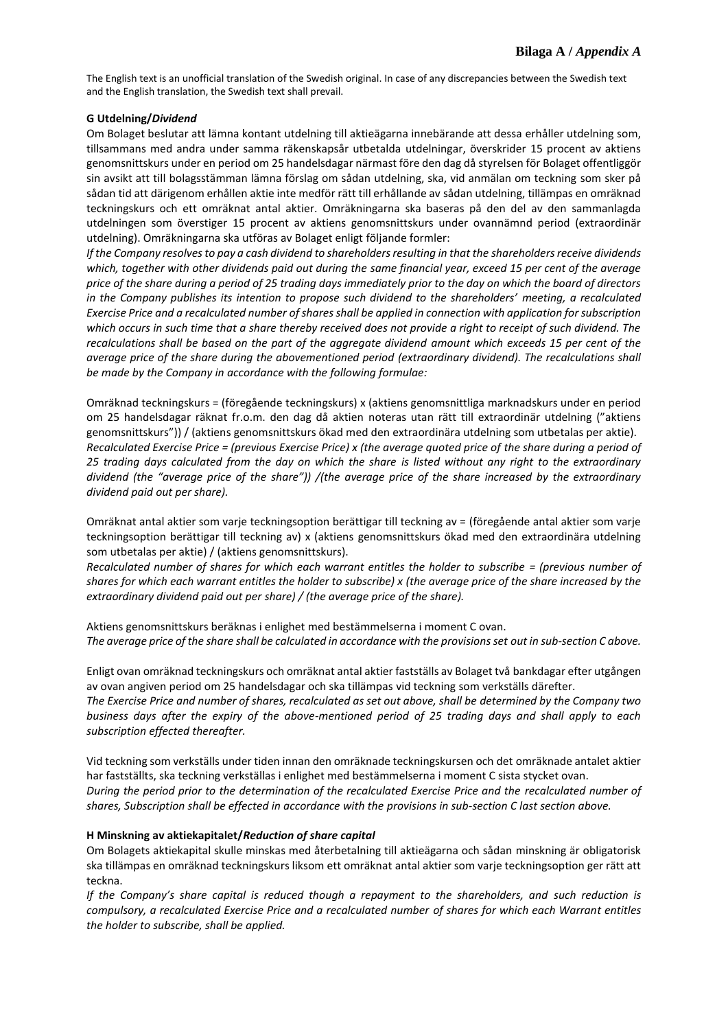**Bilaga A / *Appendix A***

The English text is an unofficial translation of the Swedish original. In case of any discrepancies between the Swedish text and the English translation, the Swedish text shall prevail.

**G Utdelning/*Dividend***

Om Bolaget beslutar att lämna kontant utdelning till aktieägarna innebärande att dessa erhåller utdelning som, tillsammans med andra under samma räkenskapsår utbetalda utdelningar, överskrider 15 procent av aktiens genomsnittskurs under en period om 25 handelsdagar närmast före den dag då styrelsen för Bolaget offentliggör sin avsikt att till bolagsstämman lämna förslag om sådan utdelning, ska, vid anmälan om teckning som sker på sådan tid att därigenom erhållen aktie inte medför rätt till erhållande av sådan utdelning, tillämpas en omräknad teckningskurs och ett omräknat antal aktier. Omräkningarna ska baseras på den del av den sammanlagda utdelningen som överstiger 15 procent av aktiens genomsnittskurs under ovannämnd period (extraordinär utdelning). Omräkningarna ska utföras av Bolaget enligt följande formler:

*If the Company resolves to pay a cash dividend to shareholders resulting in that the shareholders receive dividends which, together with other dividends paid out during the same financial year, exceed 15 per cent of the average price of the share during a period of 25 trading days immediately prior to the day on which the board of directors in the Company publishes its intention to propose such dividend to the shareholders' meeting, a recalculated Exercise Price and a recalculated number of shares shall be applied in connection with application for subscription which occurs in such time that a share thereby received does not provide a right to receipt of such dividend. The recalculations shall be based on the part of the aggregate dividend amount which exceeds 15 per cent of the average price of the share during the abovementioned period (extraordinary dividend). The recalculations shall be made by the Company in accordance with the following formulae:*

Omräknad teckningskurs = (föregående teckningskurs) x (aktiens genomsnittliga marknadskurs under en period om 25 handelsdagar räknat fr.o.m. den dag då aktien noteras utan rätt till extraordinär utdelning ("aktiens genomsnittskurs")) / (aktiens genomsnittskurs ökad med den extraordinära utdelning som utbetalas per aktie).
*Recalculated Exercise Price = (previous Exercise Price) x (the average quoted price of the share during a period of 25 trading days calculated from the day on which the share is listed without any right to the extraordinary dividend (the "average price of the share")) /(the average price of the share increased by the extraordinary dividend paid out per share).*

Omräknat antal aktier som varje teckningsoption berättigar till teckning av = (föregående antal aktier som varje teckningsoption berättigar till teckning av) x (aktiens genomsnittskurs ökad med den extraordinära utdelning som utbetalas per aktie) / (aktiens genomsnittskurs).
*Recalculated number of shares for which each warrant entitles the holder to subscribe = (previous number of shares for which each warrant entitles the holder to subscribe) x (the average price of the share increased by the extraordinary dividend paid out per share) / (the average price of the share).*

Aktiens genomsnittskurs beräknas i enlighet med bestämmelserna i moment C ovan.
*The average price of the share shall be calculated in accordance with the provisions set out in sub-section C above.*

Enligt ovan omräknad teckningskurs och omräknat antal aktier fastställs av Bolaget två bankdagar efter utgången av ovan angiven period om 25 handelsdagar och ska tillämpas vid teckning som verkställs därefter.
*The Exercise Price and number of shares, recalculated as set out above, shall be determined by the Company two business days after the expiry of the above-mentioned period of 25 trading days and shall apply to each subscription effected thereafter.*

Vid teckning som verkställs under tiden innan den omräknade teckningskursen och det omräknade antalet aktier har fastställts, ska teckning verkställas i enlighet med bestämmelserna i moment C sista stycket ovan.
*During the period prior to the determination of the recalculated Exercise Price and the recalculated number of shares, Subscription shall be effected in accordance with the provisions in sub-section C last section above.*

**H Minskning av aktiekapitalet/*Reduction of share capital***

Om Bolagets aktiekapital skulle minskas med återbetalning till aktieägarna och sådan minskning är obligatorisk ska tillämpas en omräknad teckningskurs liksom ett omräknat antal aktier som varje teckningsoption ger rätt att teckna.

*If the Company's share capital is reduced though a repayment to the shareholders, and such reduction is compulsory, a recalculated Exercise Price and a recalculated number of shares for which each Warrant entitles the holder to subscribe, shall be applied.*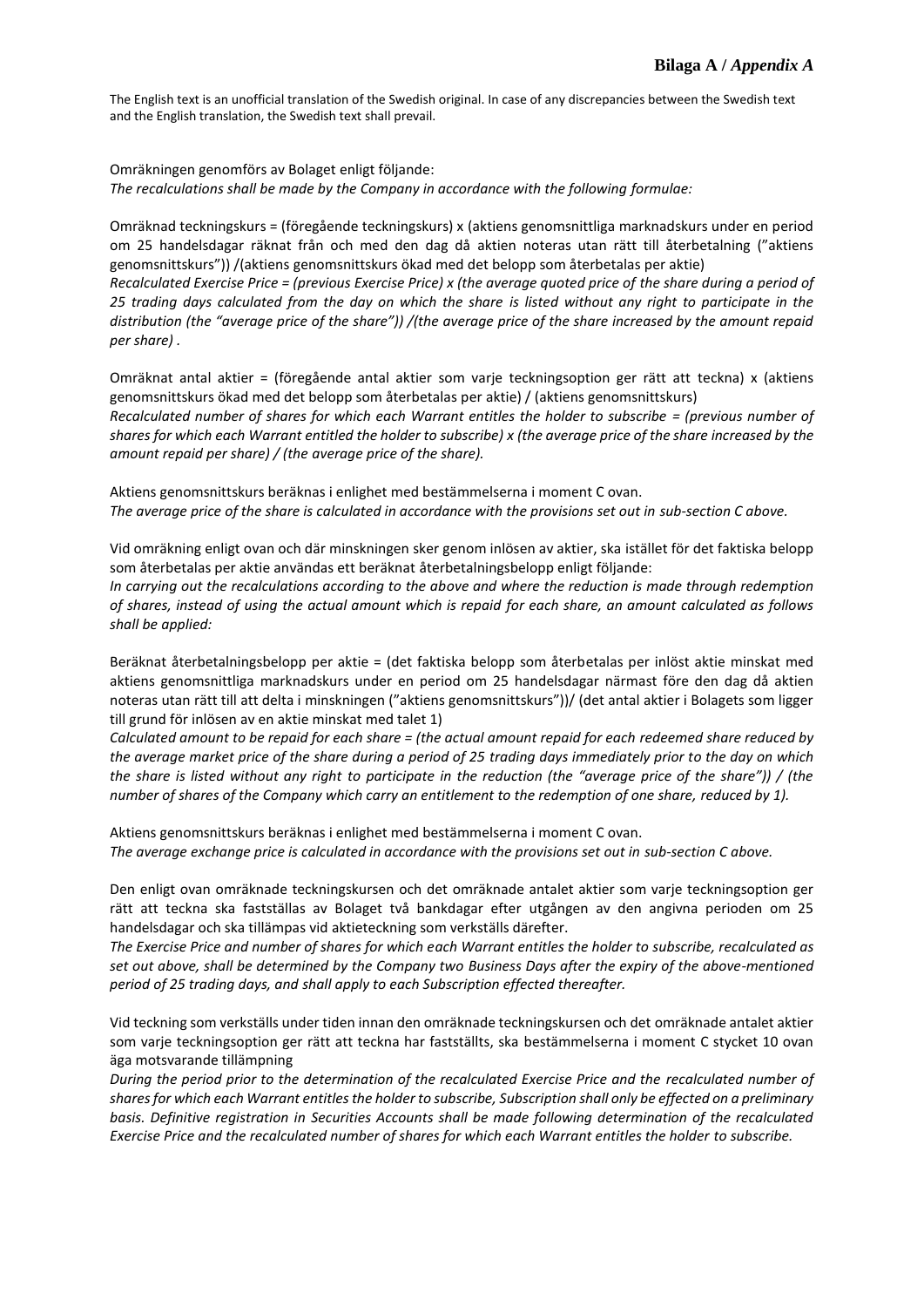**Bilaga A / *Appendix A***

The English text is an unofficial translation of the Swedish original. In case of any discrepancies between the Swedish text and the English translation, the Swedish text shall prevail.

Omräkningen genomförs av Bolaget enligt följande:
*The recalculations shall be made by the Company in accordance with the following formulae:*

Omräknad teckningskurs = (föregående teckningskurs) x (aktiens genomsnittliga marknadskurs under en period om 25 handelsdagar räknat från och med den dag då aktien noteras utan rätt till återbetalning ("aktiens genomsnittskurs")) /(aktiens genomsnittskurs ökad med det belopp som återbetalas per aktie)
*Recalculated Exercise Price = (previous Exercise Price) x (the average quoted price of the share during a period of 25 trading days calculated from the day on which the share is listed without any right to participate in the distribution (the "average price of the share")) /(the average price of the share increased by the amount repaid per share) .*

Omräknat antal aktier = (föregående antal aktier som varje teckningsoption ger rätt att teckna) x (aktiens genomsnittskurs ökad med det belopp som återbetalas per aktie) / (aktiens genomsnittskurs)
*Recalculated number of shares for which each Warrant entitles the holder to subscribe = (previous number of shares for which each Warrant entitled the holder to subscribe) x (the average price of the share increased by the amount repaid per share) / (the average price of the share).*

Aktiens genomsnittskurs beräknas i enlighet med bestämmelserna i moment C ovan.
*The average price of the share is calculated in accordance with the provisions set out in sub-section C above.*

Vid omräkning enligt ovan och där minskningen sker genom inlösen av aktier, ska istället för det faktiska belopp som återbetalas per aktie användas ett beräknat återbetalningsbelopp enligt följande:
*In carrying out the recalculations according to the above and where the reduction is made through redemption of shares, instead of using the actual amount which is repaid for each share, an amount calculated as follows shall be applied:*

Beräknat återbetalningsbelopp per aktie = (det faktiska belopp som återbetalas per inlöst aktie minskat med aktiens genomsnittliga marknadskurs under en period om 25 handelsdagar närmast före den dag då aktien noteras utan rätt till att delta i minskningen ("aktiens genomsnittskurs"))/ (det antal aktier i Bolagets som ligger till grund för inlösen av en aktie minskat med talet 1)
*Calculated amount to be repaid for each share = (the actual amount repaid for each redeemed share reduced by the average market price of the share during a period of 25 trading days immediately prior to the day on which the share is listed without any right to participate in the reduction (the "average price of the share")) / (the number of shares of the Company which carry an entitlement to the redemption of one share, reduced by 1).*

Aktiens genomsnittskurs beräknas i enlighet med bestämmelserna i moment C ovan.
*The average exchange price is calculated in accordance with the provisions set out in sub-section C above.*

Den enligt ovan omräknade teckningskursen och det omräknade antalet aktier som varje teckningsoption ger rätt att teckna ska fastställas av Bolaget två bankdagar efter utgången av den angivna perioden om 25 handelsdagar och ska tillämpas vid aktieteckning som verkställs därefter.
*The Exercise Price and number of shares for which each Warrant entitles the holder to subscribe, recalculated as set out above, shall be determined by the Company two Business Days after the expiry of the above-mentioned period of 25 trading days, and shall apply to each Subscription effected thereafter.*

Vid teckning som verkställs under tiden innan den omräknade teckningskursen och det omräknade antalet aktier som varje teckningsoption ger rätt att teckna har fastställts, ska bestämmelserna i moment C stycket 10 ovan äga motsvarande tillämpning
*During the period prior to the determination of the recalculated Exercise Price and the recalculated number of shares for which each Warrant entitles the holder to subscribe, Subscription shall only be effected on a preliminary basis. Definitive registration in Securities Accounts shall be made following determination of the recalculated Exercise Price and the recalculated number of shares for which each Warrant entitles the holder to subscribe.*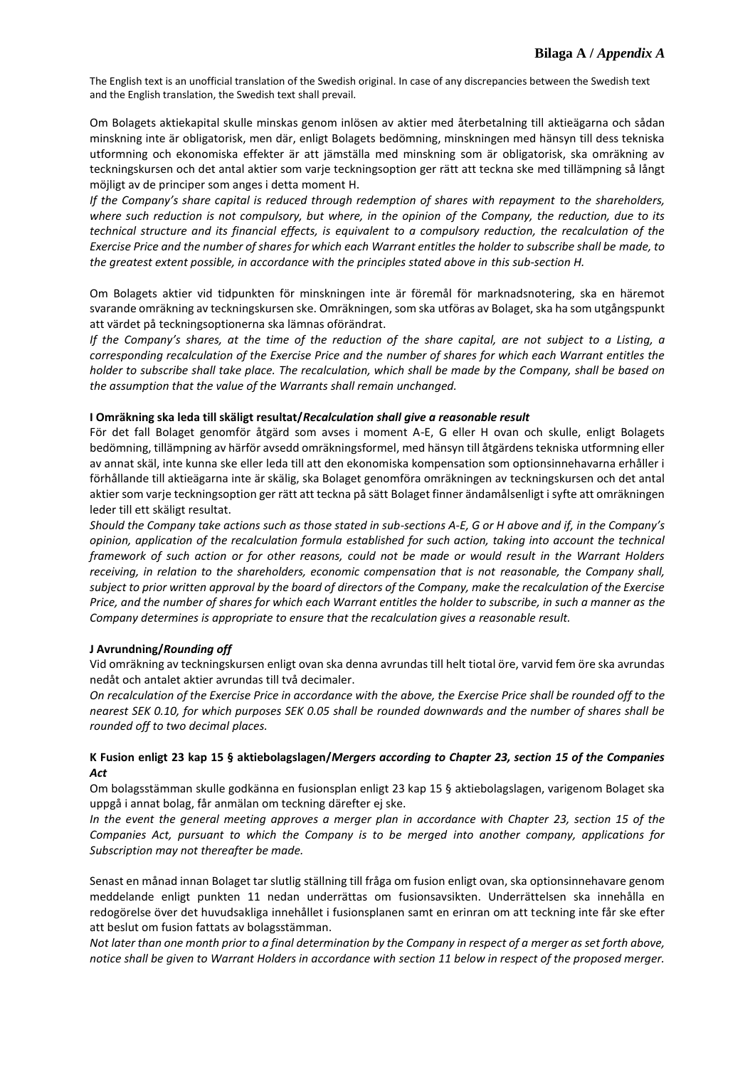**Bilaga A /** ***Appendix A***

The English text is an unofficial translation of the Swedish original. In case of any discrepancies between the Swedish text and the English translation, the Swedish text shall prevail.

Om Bolagets aktiekapital skulle minskas genom inlösen av aktier med återbetalning till aktieägarna och sådan minskning inte är obligatorisk, men där, enligt Bolagets bedömning, minskningen med hänsyn till dess tekniska utformning och ekonomiska effekter är att jämställa med minskning som är obligatorisk, ska omräkning av teckningskursen och det antal aktier som varje teckningsoption ger rätt att teckna ske med tillämpning så långt möjligt av de principer som anges i detta moment H.

*If the Company's share capital is reduced through redemption of shares with repayment to the shareholders, where such reduction is not compulsory, but where, in the opinion of the Company, the reduction, due to its technical structure and its financial effects, is equivalent to a compulsory reduction, the recalculation of the Exercise Price and the number of shares for which each Warrant entitles the holder to subscribe shall be made, to the greatest extent possible, in accordance with the principles stated above in this sub-section H.*

Om Bolagets aktier vid tidpunkten för minskningen inte är föremål för marknadsnotering, ska en häremot svarande omräkning av teckningskursen ske. Omräkningen, som ska utföras av Bolaget, ska ha som utgångspunkt att värdet på teckningsoptionerna ska lämnas oförändrat.

*If the Company's shares, at the time of the reduction of the share capital, are not subject to a Listing, a corresponding recalculation of the Exercise Price and the number of shares for which each Warrant entitles the holder to subscribe shall take place. The recalculation, which shall be made by the Company, shall be based on the assumption that the value of the Warrants shall remain unchanged.*

**I Omräkning ska leda till skäligt resultat/*Recalculation shall give a reasonable result***

För det fall Bolaget genomför åtgärd som avses i moment A-E, G eller H ovan och skulle, enligt Bolagets bedömning, tillämpning av härför avsedd omräkningsformel, med hänsyn till åtgärdens tekniska utformning eller av annat skäl, inte kunna ske eller leda till att den ekonomiska kompensation som optionsinnehavarna erhåller i förhållande till aktieägarna inte är skälig, ska Bolaget genomföra omräkningen av teckningskursen och det antal aktier som varje teckningsoption ger rätt att teckna på sätt Bolaget finner ändamålsenligt i syfte att omräkningen leder till ett skäligt resultat.

*Should the Company take actions such as those stated in sub-sections A-E, G or H above and if, in the Company's opinion, application of the recalculation formula established for such action, taking into account the technical framework of such action or for other reasons, could not be made or would result in the Warrant Holders receiving, in relation to the shareholders, economic compensation that is not reasonable, the Company shall, subject to prior written approval by the board of directors of the Company, make the recalculation of the Exercise Price, and the number of shares for which each Warrant entitles the holder to subscribe, in such a manner as the Company determines is appropriate to ensure that the recalculation gives a reasonable result.*

**J Avrundning/*Rounding off***

Vid omräkning av teckningskursen enligt ovan ska denna avrundas till helt tiotal öre, varvid fem öre ska avrundas nedåt och antalet aktier avrundas till två decimaler.

*On recalculation of the Exercise Price in accordance with the above, the Exercise Price shall be rounded off to the nearest SEK 0.10, for which purposes SEK 0.05 shall be rounded downwards and the number of shares shall be rounded off to two decimal places.*

**K Fusion enligt 23 kap 15 § aktiebolagslagen/*Mergers according to Chapter 23, section 15 of the Companies Act***

Om bolagsstämman skulle godkänna en fusionsplan enligt 23 kap 15 § aktiebolagslagen, varigenom Bolaget ska uppgå i annat bolag, får anmälan om teckning därefter ej ske.

*In the event the general meeting approves a merger plan in accordance with Chapter 23, section 15 of the Companies Act, pursuant to which the Company is to be merged into another company, applications for Subscription may not thereafter be made.*

Senast en månad innan Bolaget tar slutlig ställning till fråga om fusion enligt ovan, ska optionsinnehavare genom meddelande enligt punkten 11 nedan underrättas om fusionsavsikten. Underrättelsen ska innehålla en redogörelse över det huvudsakliga innehållet i fusionsplanen samt en erinran om att teckning inte får ske efter att beslut om fusion fattats av bolagsstämman.

*Not later than one month prior to a final determination by the Company in respect of a merger as set forth above, notice shall be given to Warrant Holders in accordance with section 11 below in respect of the proposed merger.*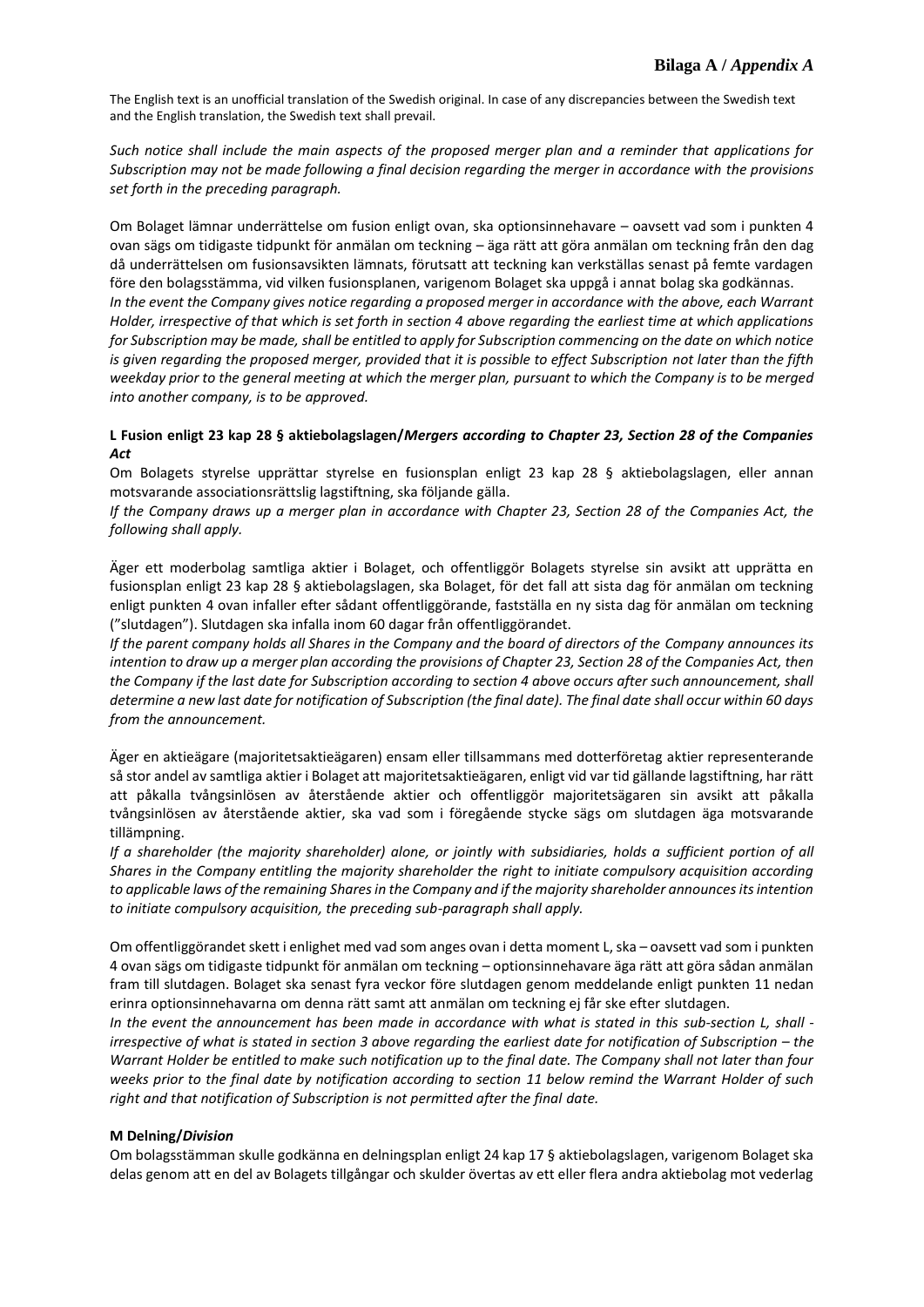The English text is an unofficial translation of the Swedish original. In case of any discrepancies between the Swedish text and the English translation, the Swedish text shall prevail.

*Such notice shall include the main aspects of the proposed merger plan and a reminder that applications for Subscription may not be made following a final decision regarding the merger in accordance with the provisions set forth in the preceding paragraph.*

Om Bolaget lämnar underrättelse om fusion enligt ovan, ska optionsinnehavare – oavsett vad som i punkten 4 ovan sägs om tidigaste tidpunkt för anmälan om teckning – äga rätt att göra anmälan om teckning från den dag då underrättelsen om fusionsavsikten lämnats, förutsatt att teckning kan verkställas senast på femte vardagen före den bolagsstämma, vid vilken fusionsplanen, varigenom Bolaget ska uppgå i annat bolag ska godkännas.
*In the event the Company gives notice regarding a proposed merger in accordance with the above, each Warrant Holder, irrespective of that which is set forth in section 4 above regarding the earliest time at which applications for Subscription may be made, shall be entitled to apply for Subscription commencing on the date on which notice is given regarding the proposed merger, provided that it is possible to effect Subscription not later than the fifth weekday prior to the general meeting at which the merger plan, pursuant to which the Company is to be merged into another company, is to be approved.*

**L Fusion enligt 23 kap 28 § aktiebolagslagen/*Mergers according to Chapter 23, Section 28 of the Companies Act***

Om Bolagets styrelse upprättar styrelse en fusionsplan enligt 23 kap 28 § aktiebolagslagen, eller annan motsvarande associationsrättslig lagstiftning, ska följande gälla.
*If the Company draws up a merger plan in accordance with Chapter 23, Section 28 of the Companies Act, the following shall apply.*

Äger ett moderbolag samtliga aktier i Bolaget, och offentliggör Bolagets styrelse sin avsikt att upprätta en fusionsplan enligt 23 kap 28 § aktiebolagslagen, ska Bolaget, för det fall att sista dag för anmälan om teckning enligt punkten 4 ovan infaller efter sådant offentliggörande, fastställa en ny sista dag för anmälan om teckning ("slutdagen"). Slutdagen ska infalla inom 60 dagar från offentliggörandet.
*If the parent company holds all Shares in the Company and the board of directors of the Company announces its intention to draw up a merger plan according the provisions of Chapter 23, Section 28 of the Companies Act, then the Company if the last date for Subscription according to section 4 above occurs after such announcement, shall determine a new last date for notification of Subscription (the final date). The final date shall occur within 60 days from the announcement.*

Äger en aktieägare (majoritetsaktieägaren) ensam eller tillsammans med dotterföretag aktier representerande så stor andel av samtliga aktier i Bolaget att majoritetsaktieägaren, enligt vid var tid gällande lagstiftning, har rätt att påkalla tvångsinlösen av återstående aktier och offentliggör majoritetsägaren sin avsikt att påkalla tvångsinlösen av återstående aktier, ska vad som i föregående stycke sägs om slutdagen äga motsvarande tillämpning.
*If a shareholder (the majority shareholder) alone, or jointly with subsidiaries, holds a sufficient portion of all Shares in the Company entitling the majority shareholder the right to initiate compulsory acquisition according to applicable laws of the remaining Shares in the Company and if the majority shareholder announces its intention to initiate compulsory acquisition, the preceding sub-paragraph shall apply.*

Om offentliggörandet skett i enlighet med vad som anges ovan i detta moment L, ska – oavsett vad som i punkten 4 ovan sägs om tidigaste tidpunkt för anmälan om teckning – optionsinnehavare äga rätt att göra sådan anmälan fram till slutdagen. Bolaget ska senast fyra veckor före slutdagen genom meddelande enligt punkten 11 nedan erinra optionsinnehavarna om denna rätt samt att anmälan om teckning ej får ske efter slutdagen.
*In the event the announcement has been made in accordance with what is stated in this sub-section L, shall - irrespective of what is stated in section 3 above regarding the earliest date for notification of Subscription – the Warrant Holder be entitled to make such notification up to the final date. The Company shall not later than four weeks prior to the final date by notification according to section 11 below remind the Warrant Holder of such right and that notification of Subscription is not permitted after the final date.*

**M Delning/*Division***

Om bolagsstämman skulle godkänna en delningsplan enligt 24 kap 17 § aktiebolagslagen, varigenom Bolaget ska delas genom att en del av Bolagets tillgångar och skulder övertas av ett eller flera andra aktiebolag mot vederlag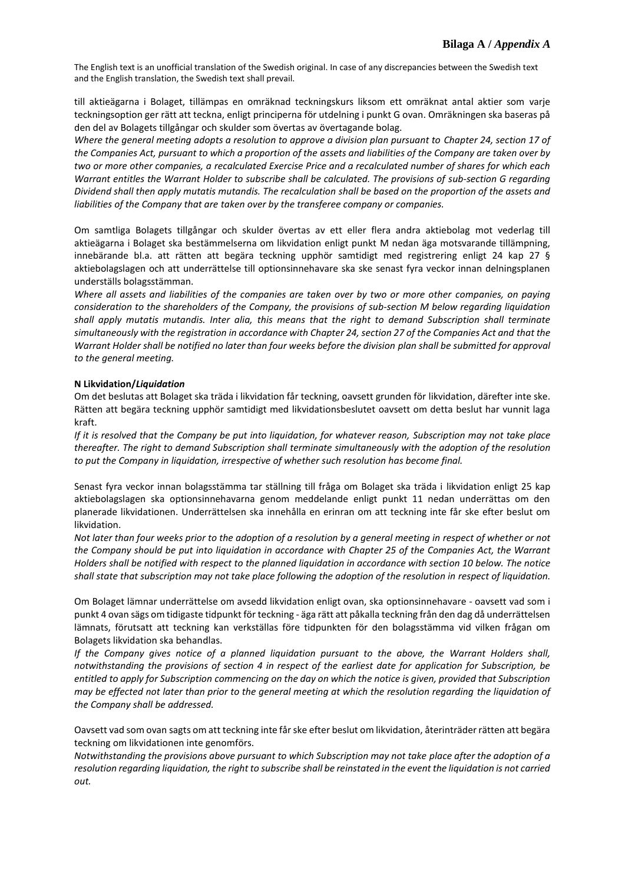The English text is an unofficial translation of the Swedish original. In case of any discrepancies between the Swedish text and the English translation, the Swedish text shall prevail.

till aktieägarna i Bolaget, tillämpas en omräknad teckningskurs liksom ett omräknat antal aktier som varje teckningsoption ger rätt att teckna, enligt principerna för utdelning i punkt G ovan. Omräkningen ska baseras på den del av Bolagets tillgångar och skulder som övertas av övertagande bolag.

*Where the general meeting adopts a resolution to approve a division plan pursuant to Chapter 24, section 17 of the Companies Act, pursuant to which a proportion of the assets and liabilities of the Company are taken over by two or more other companies, a recalculated Exercise Price and a recalculated number of shares for which each Warrant entitles the Warrant Holder to subscribe shall be calculated. The provisions of sub-section G regarding Dividend shall then apply mutatis mutandis. The recalculation shall be based on the proportion of the assets and liabilities of the Company that are taken over by the transferee company or companies.*

Om samtliga Bolagets tillgångar och skulder övertas av ett eller flera andra aktiebolag mot vederlag till aktieägarna i Bolaget ska bestämmelserna om likvidation enligt punkt M nedan äga motsvarande tillämpning, innebärande bl.a. att rätten att begära teckning upphör samtidigt med registrering enligt 24 kap 27 § aktiebolagslagen och att underrättelse till optionsinnehavare ska ske senast fyra veckor innan delningsplanen underställs bolagsstämman.

*Where all assets and liabilities of the companies are taken over by two or more other companies, on paying consideration to the shareholders of the Company, the provisions of sub-section M below regarding liquidation shall apply mutatis mutandis. Inter alia, this means that the right to demand Subscription shall terminate simultaneously with the registration in accordance with Chapter 24, section 27 of the Companies Act and that the Warrant Holder shall be notified no later than four weeks before the division plan shall be submitted for approval to the general meeting.*

**N Likvidation/*Liquidation***

Om det beslutas att Bolaget ska träda i likvidation får teckning, oavsett grunden för likvidation, därefter inte ske. Rätten att begära teckning upphör samtidigt med likvidationsbeslutet oavsett om detta beslut har vunnit laga kraft.

*If it is resolved that the Company be put into liquidation, for whatever reason, Subscription may not take place thereafter. The right to demand Subscription shall terminate simultaneously with the adoption of the resolution to put the Company in liquidation, irrespective of whether such resolution has become final.*

Senast fyra veckor innan bolagsstämma tar ställning till fråga om Bolaget ska träda i likvidation enligt 25 kap aktiebolagslagen ska optionsinnehavarna genom meddelande enligt punkt 11 nedan underrättas om den planerade likvidationen. Underrättelsen ska innehålla en erinran om att teckning inte får ske efter beslut om likvidation.

*Not later than four weeks prior to the adoption of a resolution by a general meeting in respect of whether or not the Company should be put into liquidation in accordance with Chapter 25 of the Companies Act, the Warrant Holders shall be notified with respect to the planned liquidation in accordance with section 10 below. The notice shall state that subscription may not take place following the adoption of the resolution in respect of liquidation.*

Om Bolaget lämnar underrättelse om avsedd likvidation enligt ovan, ska optionsinnehavare - oavsett vad som i punkt 4 ovan sägs om tidigaste tidpunkt för teckning - äga rätt att påkalla teckning från den dag då underrättelsen lämnats, förutsatt att teckning kan verkställas före tidpunkten för den bolagsstämma vid vilken frågan om Bolagets likvidation ska behandlas.

*If the Company gives notice of a planned liquidation pursuant to the above, the Warrant Holders shall, notwithstanding the provisions of section 4 in respect of the earliest date for application for Subscription, be entitled to apply for Subscription commencing on the day on which the notice is given, provided that Subscription may be effected not later than prior to the general meeting at which the resolution regarding the liquidation of the Company shall be addressed.*

Oavsett vad som ovan sagts om att teckning inte får ske efter beslut om likvidation, återinträder rätten att begära teckning om likvidationen inte genomförs.

*Notwithstanding the provisions above pursuant to which Subscription may not take place after the adoption of a resolution regarding liquidation, the right to subscribe shall be reinstated in the event the liquidation is not carried out.*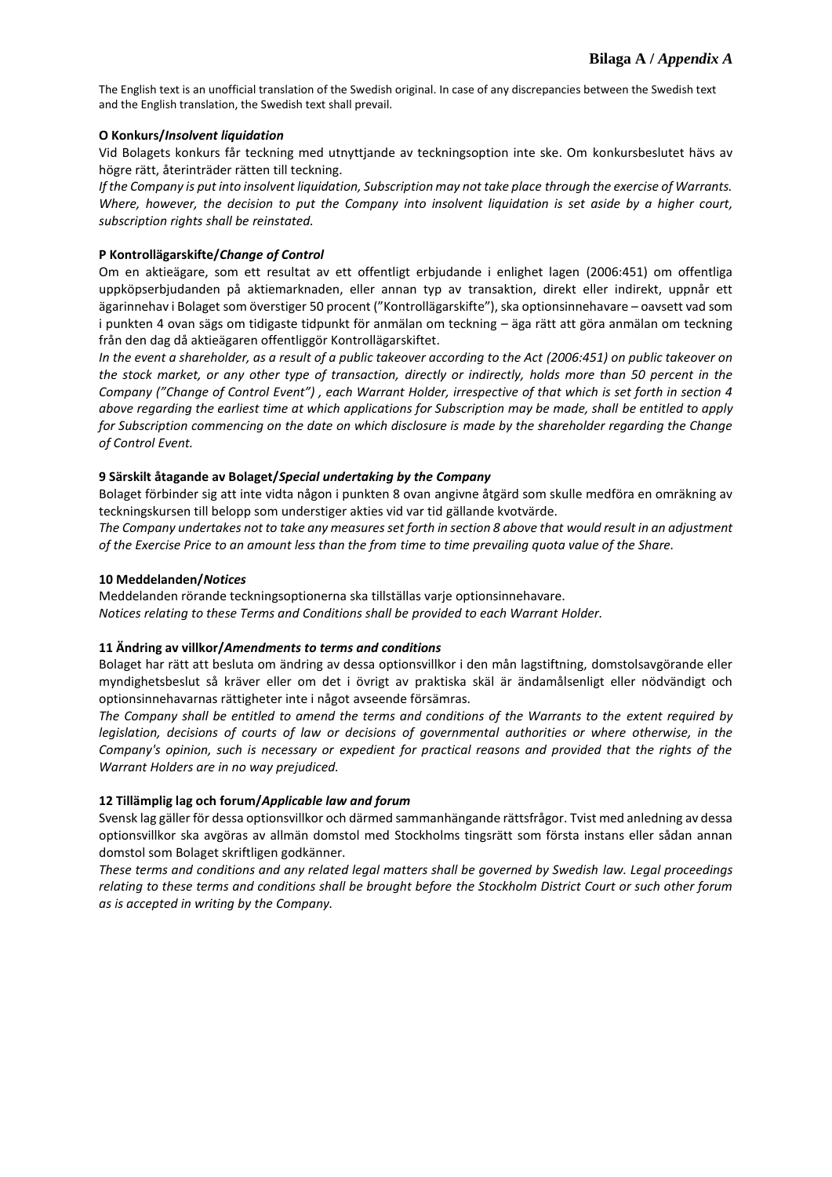The English text is an unofficial translation of the Swedish original. In case of any discrepancies between the Swedish text and the English translation, the Swedish text shall prevail.

**O Konkurs/*Insolvent liquidation***

Vid Bolagets konkurs får teckning med utnyttjande av teckningsoption inte ske. Om konkursbeslutet hävs av högre rätt, återinträder rätten till teckning.

*If the Company is put into insolvent liquidation, Subscription may not take place through the exercise of Warrants. Where, however, the decision to put the Company into insolvent liquidation is set aside by a higher court, subscription rights shall be reinstated.*

**P Kontrollägarskifte/*Change of Control***

Om en aktieägare, som ett resultat av ett offentligt erbjudande i enlighet lagen (2006:451) om offentliga uppköpserbjudanden på aktiemarknaden, eller annan typ av transaktion, direkt eller indirekt, uppnår ett ägarinnehav i Bolaget som överstiger 50 procent ("Kontrollägarskifte"), ska optionsinnehavare – oavsett vad som i punkten 4 ovan sägs om tidigaste tidpunkt för anmälan om teckning – äga rätt att göra anmälan om teckning från den dag då aktieägaren offentliggör Kontrollägarskiftet.

*In the event a shareholder, as a result of a public takeover according to the Act (2006:451) on public takeover on the stock market, or any other type of transaction, directly or indirectly, holds more than 50 percent in the Company ("Change of Control Event") , each Warrant Holder, irrespective of that which is set forth in section 4 above regarding the earliest time at which applications for Subscription may be made, shall be entitled to apply for Subscription commencing on the date on which disclosure is made by the shareholder regarding the Change of Control Event.*

**9 Särskilt åtagande av Bolaget/*Special undertaking by the Company***

Bolaget förbinder sig att inte vidta någon i punkten 8 ovan angivne åtgärd som skulle medföra en omräkning av teckningskursen till belopp som understiger akties vid var tid gällande kvotvärde.

*The Company undertakes not to take any measures set forth in section 8 above that would result in an adjustment of the Exercise Price to an amount less than the from time to time prevailing quota value of the Share.*

**10 Meddelanden/*Notices***

Meddelanden rörande teckningsoptionerna ska tillställas varje optionsinnehavare.

*Notices relating to these Terms and Conditions shall be provided to each Warrant Holder.*

**11 Ändring av villkor/*Amendments to terms and conditions***

Bolaget har rätt att besluta om ändring av dessa optionsvillkor i den mån lagstiftning, domstolsavgörande eller myndighetsbeslut så kräver eller om det i övrigt av praktiska skäl är ändamålsenligt eller nödvändigt och optionsinnehavarnas rättigheter inte i något avseende försämras.

*The Company shall be entitled to amend the terms and conditions of the Warrants to the extent required by legislation, decisions of courts of law or decisions of governmental authorities or where otherwise, in the Company's opinion, such is necessary or expedient for practical reasons and provided that the rights of the Warrant Holders are in no way prejudiced.*

**12 Tillämplig lag och forum/*Applicable law and forum***

Svensk lag gäller för dessa optionsvillkor och därmed sammanhängande rättsfrågor. Tvist med anledning av dessa optionsvillkor ska avgöras av allmän domstol med Stockholms tingsrätt som första instans eller sådan annan domstol som Bolaget skriftligen godkänner.

*These terms and conditions and any related legal matters shall be governed by Swedish law. Legal proceedings relating to these terms and conditions shall be brought before the Stockholm District Court or such other forum as is accepted in writing by the Company.*